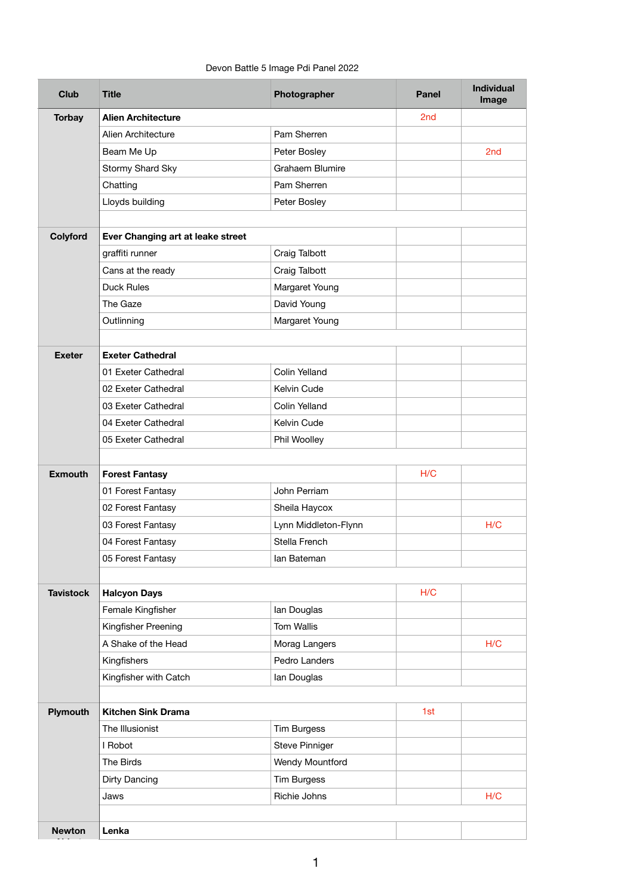Devon Battle 5 Image Pdi Panel 2022

| Club | Title | Photographer | Panel | Individual Image |
|---|---|---|---|---|
| Torbay | **Alien Architecture** | | 2nd | |
| | Alien Architecture | Pam Sherren | | |
| | Beam Me Up | Peter Bosley | | 2nd |
| | Stormy Shard Sky | Grahaem Blumire | | |
| | Chatting | Pam Sherren | | |
| | Lloyds building | Peter Bosley | | |
| | | | | |
| Colyford | **Ever Changing art at leake street** | | | |
| | graffiti runner | Craig Talbott | | |
| | Cans at the ready | Craig Talbott | | |
| | Duck Rules | Margaret Young | | |
| | The Gaze | David Young | | |
| | Outlinning | Margaret Young | | |
| | | | | |
| Exeter | **Exeter Cathedral** | | | |
| | 01 Exeter Cathedral | Colin Yelland | | |
| | 02 Exeter Cathedral | Kelvin Cude | | |
| | 03 Exeter Cathedral | Colin Yelland | | |
| | 04 Exeter Cathedral | Kelvin Cude | | |
| | 05 Exeter Cathedral | Phil Woolley | | |
| | | | | |
| Exmouth | **Forest Fantasy** | | H/C | |
| | 01 Forest Fantasy | John Perriam | | |
| | 02 Forest Fantasy | Sheila Haycox | | |
| | 03 Forest Fantasy | Lynn Middleton-Flynn | | H/C |
| | 04 Forest Fantasy | Stella French | | |
| | 05 Forest Fantasy | Ian Bateman | | |
| | | | | |
| Tavistock | **Halcyon Days** | | H/C | |
| | Female Kingfisher | Ian Douglas | | |
| | Kingfisher Preening | Tom Wallis | | |
| | A Shake of the Head | Morag Langers | | H/C |
| | Kingfishers | Pedro Landers | | |
| | Kingfisher with Catch | Ian Douglas | | |
| | | | | |
| Plymouth | **Kitchen Sink Drama** | | 1st | |
| | The Illusionist | Tim Burgess | | |
| | I Robot | Steve Pinniger | | |
| | The Birds | Wendy Mountford | | |
| | Dirty Dancing | Tim Burgess | | |
| | Jaws | Richie Johns | | H/C |
| | | | | |
| Newton | **Lenka** | | | |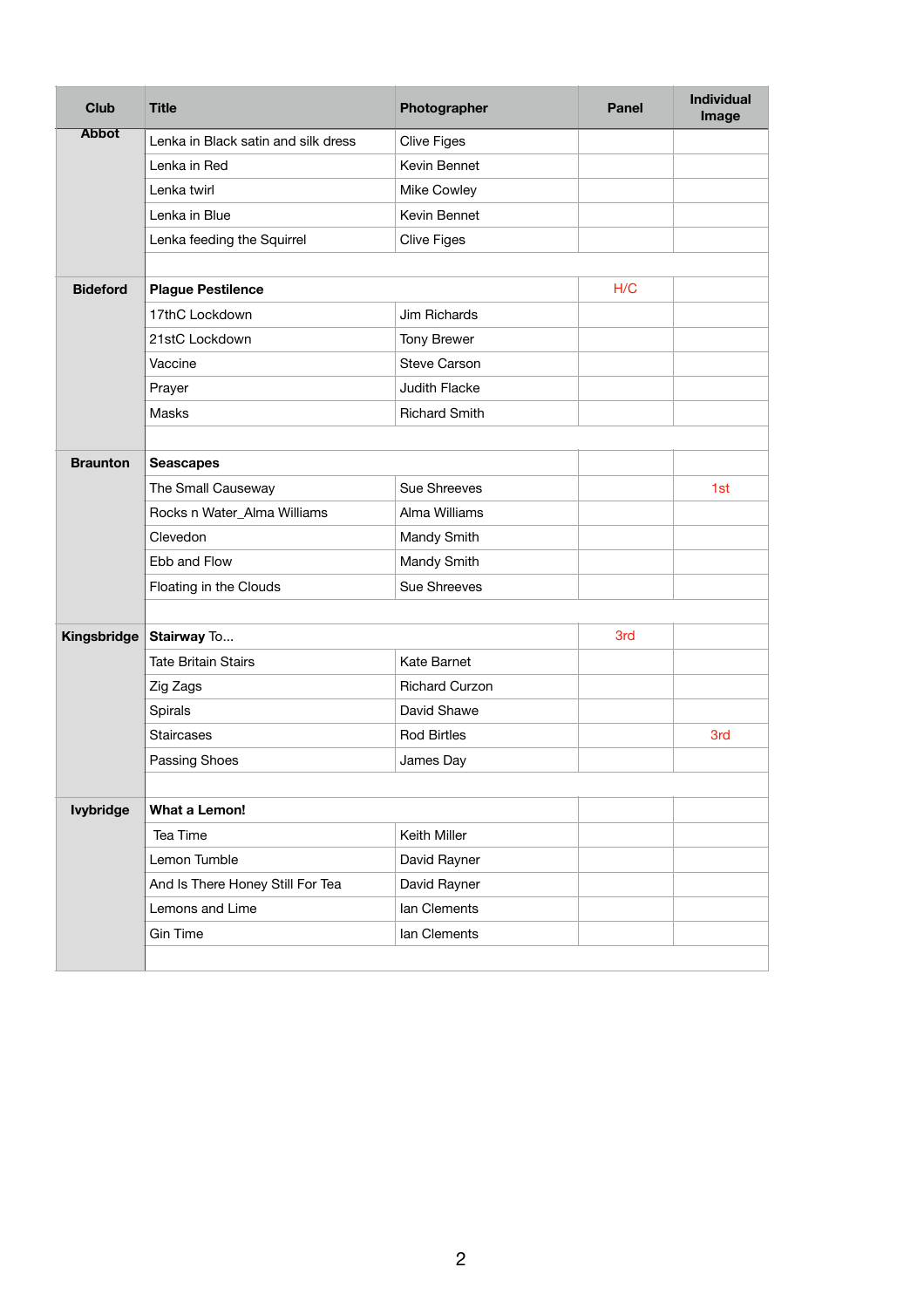| Club | Title | Photographer | Panel | Individual Image |
|---|---|---|---|---|
| Abbot | Lenka in Black satin and silk dress | Clive Figes | | |
| | Lenka in Red | Kevin Bennet | | |
| | Lenka twirl | Mike Cowley | | |
| | Lenka in Blue | Kevin Bennet | | |
| | Lenka feeding the Squirrel | Clive Figes | | |
| | | | | |
| Bideford | **Plague Pestilence** | | H/C | |
| | 17thC Lockdown | Jim Richards | | |
| | 21stC Lockdown | Tony Brewer | | |
| | Vaccine | Steve Carson | | |
| | Prayer | Judith Flacke | | |
| | Masks | Richard Smith | | |
| | | | | |
| Braunton | **Seascapes** | | | |
| | The Small Causeway | Sue Shreeves | | 1st |
| | Rocks n Water_Alma Williams | Alma Williams | | |
| | Clevedon | Mandy Smith | | |
| | Ebb and Flow | Mandy Smith | | |
| | Floating in the Clouds | Sue Shreeves | | |
| | | | | |
| Kingsbridge | **Stairway** To... | | 3rd | |
| | Tate Britain Stairs | Kate Barnet | | |
| | Zig Zags | Richard Curzon | | |
| | Spirals | David Shawe | | |
| | Staircases | Rod Birtles | | 3rd |
| | Passing Shoes | James Day | | |
| | | | | |
| Ivybridge | **What a Lemon!** | | | |
| | Tea Time | Keith Miller | | |
| | Lemon Tumble | David Rayner | | |
| | And Is There Honey Still For Tea | David Rayner | | |
| | Lemons and Lime | Ian Clements | | |
| | Gin Time | Ian Clements | | |
| | | | | |